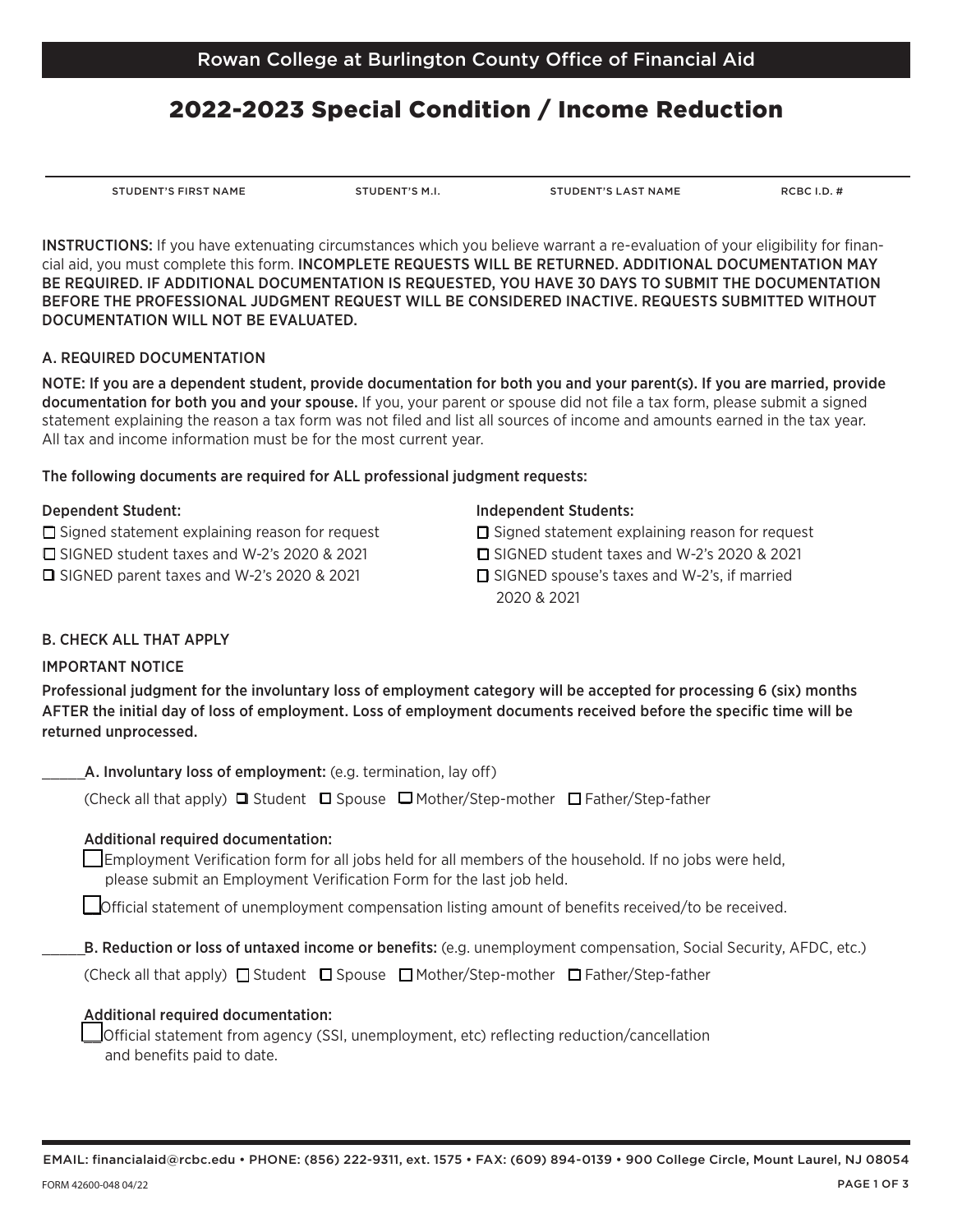Rowan College at Burlington County Office of Financial Aid

# 2022-2023 Special Condition / Income Reduction

| STUDENT'S FIRST NAME | STUDENT'S M.I. | STUDENT'S LAST NAME | RCBC I.D. # |
|---|---|---|---|
| | | | |

INSTRUCTIONS: If you have extenuating circumstances which you believe warrant a re-evaluation of your eligibility for financial aid, you must complete this form. **INCOMPLETE REQUESTS WILL BE RETURNED. ADDITIONAL DOCUMENTATION MAY BE REQUIRED. IF ADDITIONAL DOCUMENTATION IS REQUESTED, YOU HAVE 30 DAYS TO SUBMIT THE DOCUMENTATION BEFORE THE PROFESSIONAL JUDGMENT REQUEST WILL BE CONSIDERED INACTIVE. REQUESTS SUBMITTED WITHOUT DOCUMENTATION WILL NOT BE EVALUATED.**

## A. REQUIRED DOCUMENTATION

**NOTE: If you are a dependent student, provide documentation for both you and your parent(s). If you are married, provide documentation for both you and your spouse.** If you, your parent or spouse did not file a tax form, please submit a signed statement explaining the reason a tax form was not filed and list all sources of income and amounts earned in the tax year. All tax and income information must be for the most current year.

**The following documents are required for ALL professional judgment requests:**

Dependent Student:

- ☐ Signed statement explaining reason for request
- ☐ SIGNED student taxes and W-2's 2020 & 2021
- ☐ SIGNED parent taxes and W-2's 2020 & 2021

Independent Students:

- ☐ Signed statement explaining reason for request
- ☐ SIGNED student taxes and W-2's 2020 & 2021
- ☐ SIGNED spouse's taxes and W-2's, if married 2020 & 2021

## B. CHECK ALL THAT APPLY

IMPORTANT NOTICE

**Professional judgment for the involuntary loss of employment category will be accepted for processing 6 (six) months AFTER the initial day of loss of employment. Loss of employment documents received before the specific time will be returned unprocessed.**

______**A. Involuntary loss of employment:** (e.g. termination, lay off)

(Check all that apply) ☐ Student ☐ Spouse ☐ Mother/Step-mother ☐ Father/Step-father

Additional required documentation:

- ☐ Employment Verification form for all jobs held for all members of the household. If no jobs were held, please submit an Employment Verification Form for the last job held.
- ☐ Official statement of unemployment compensation listing amount of benefits received/to be received.

______**B. Reduction or loss of untaxed income or benefits:** (e.g. unemployment compensation, Social Security, AFDC, etc.)

(Check all that apply) ☐ Student ☐ Spouse ☐ Mother/Step-mother ☐ Father/Step-father

Additional required documentation:

- ☐ Official statement from agency (SSI, unemployment, etc) reflecting reduction/cancellation and benefits paid to date.

EMAIL: financialaid@rcbc.edu • PHONE: (856) 222-9311, ext. 1575 • FAX: (609) 894-0139 • 900 College Circle, Mount Laurel, NJ 08054

FORM 42600-048 04/22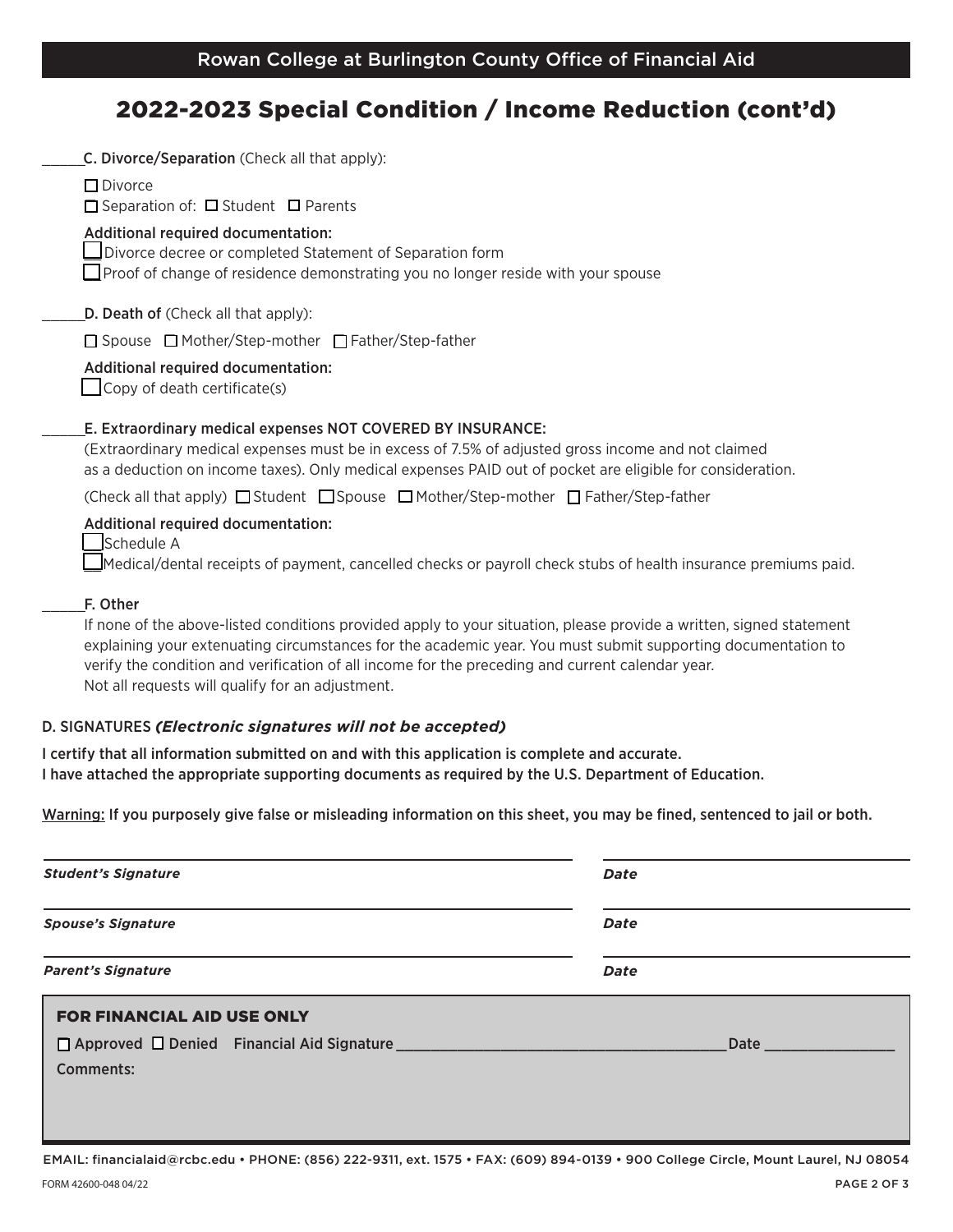Rowan College at Burlington County Office of Financial Aid

# 2022-2023 Special Condition / Income Reduction (cont'd)

\_\_\_\_\_\_**C. Divorce/Separation** (Check all that apply):

☐ Divorce

☐ Separation of: ☐ Student ☐ Parents

Additional required documentation:

☐ Divorce decree or completed Statement of Separation form

☐ Proof of change of residence demonstrating you no longer reside with your spouse

\_\_\_\_\_\_**D. Death of** (Check all that apply):

☐ Spouse ☐ Mother/Step-mother ☐ Father/Step-father

Additional required documentation:

☐ Copy of death certificate(s)

\_\_\_\_\_\_**E. Extraordinary medical expenses NOT COVERED BY INSURANCE:**

(Extraordinary medical expenses must be in excess of 7.5% of adjusted gross income and not claimed as a deduction on income taxes). Only medical expenses PAID out of pocket are eligible for consideration.

(Check all that apply) ☐ Student ☐ Spouse ☐ Mother/Step-mother ☐ Father/Step-father

Additional required documentation:

☐ Schedule A

☐ Medical/dental receipts of payment, cancelled checks or payroll check stubs of health insurance premiums paid.

\_\_\_\_\_\_**F. Other**

If none of the above-listed conditions provided apply to your situation, please provide a written, signed statement explaining your extenuating circumstances for the academic year. You must submit supporting documentation to verify the condition and verification of all income for the preceding and current calendar year.
Not all requests will qualify for an adjustment.

## D. SIGNATURES *(Electronic signatures will not be accepted)*

**I certify that all information submitted on and with this application is complete and accurate.**
**I have attached the appropriate supporting documents as required by the U.S. Department of Education.**

**Warning: If you purposely give false or misleading information on this sheet, you may be fined, sentenced to jail or both.**

\_\_\_\_\_\_\_\_\_\_\_\_\_\_\_\_\_\_\_\_\_\_\_\_\_\_\_\_\_\_\_\_\_\_\_\_\_\_\_\_ \_\_\_\_\_\_\_\_\_\_\_\_\_\_\_\_\_\_\_\_
***Student's Signature*** ***Date***

\_\_\_\_\_\_\_\_\_\_\_\_\_\_\_\_\_\_\_\_\_\_\_\_\_\_\_\_\_\_\_\_\_\_\_\_\_\_\_\_ \_\_\_\_\_\_\_\_\_\_\_\_\_\_\_\_\_\_\_\_
***Spouse's Signature*** ***Date***

\_\_\_\_\_\_\_\_\_\_\_\_\_\_\_\_\_\_\_\_\_\_\_\_\_\_\_\_\_\_\_\_\_\_\_\_\_\_\_\_ \_\_\_\_\_\_\_\_\_\_\_\_\_\_\_\_\_\_\_\_
***Parent's Signature*** ***Date***

### FOR FINANCIAL AID USE ONLY

☐ Approved ☐ Denied Financial Aid Signature \_\_\_\_\_\_\_\_\_\_\_\_\_\_\_\_\_\_\_\_\_\_\_\_\_\_\_\_\_\_\_\_\_\_\_\_ Date \_\_\_\_\_\_\_\_\_\_\_\_\_\_

Comments:

EMAIL: financialaid@rcbc.edu • PHONE: (856) 222-9311, ext. 1575 • FAX: (609) 894-0139 • 900 College Circle, Mount Laurel, NJ 08054

FORM 42600-048 04/22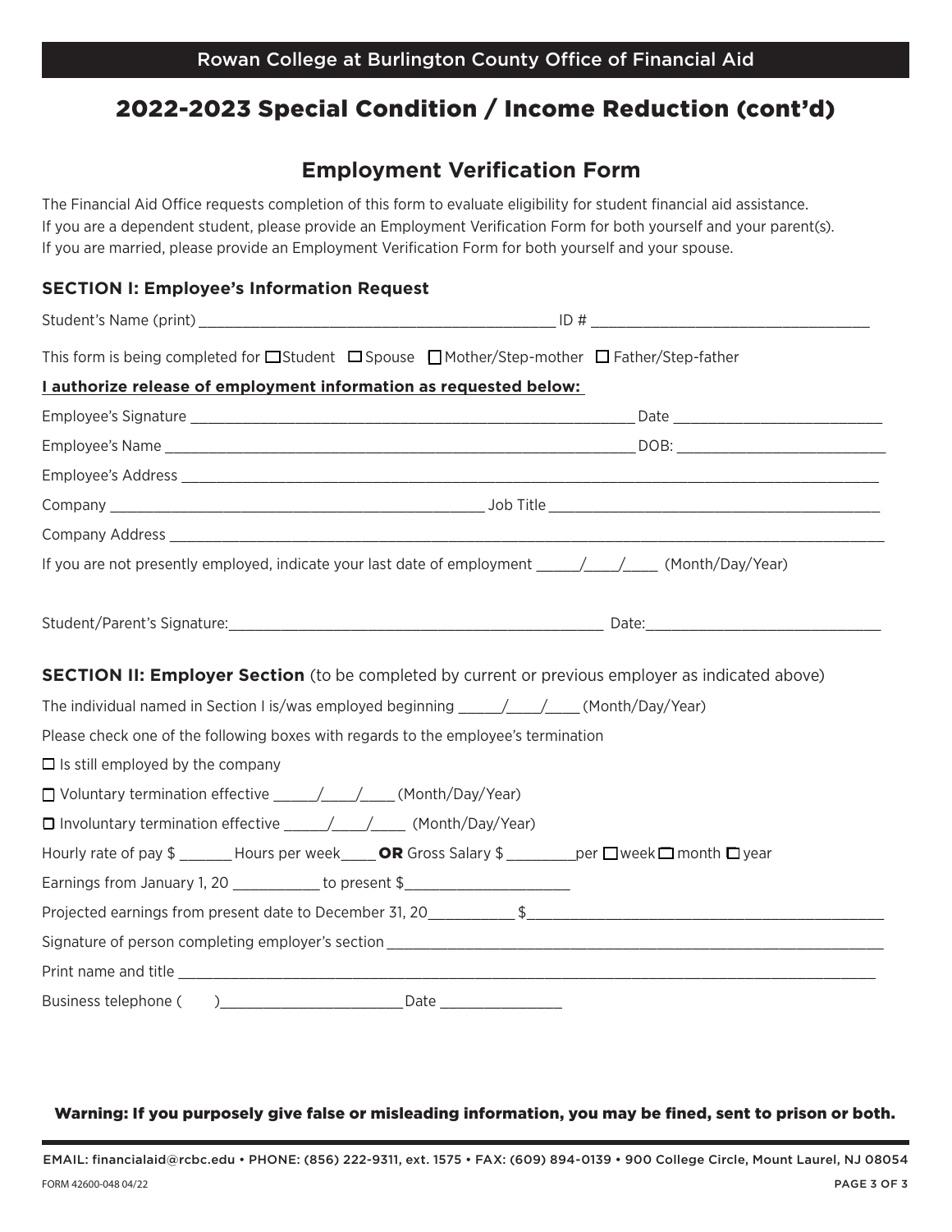Rowan College at Burlington County Office of Financial Aid

# 2022-2023 Special Condition / Income Reduction (cont'd)

## Employment Verification Form

The Financial Aid Office requests completion of this form to evaluate eligibility for student financial aid assistance.
If you are a dependent student, please provide an Employment Verification Form for both yourself and your parent(s).
If you are married, please provide an Employment Verification Form for both yourself and your spouse.

### SECTION I: Employee's Information Request

Student's Name (print) ____________________________________________ ID # __________________________________

This form is being completed for ☐ Student ☐ Spouse ☐ Mother/Step-mother ☐ Father/Step-father

**I authorize release of employment information as requested below:**

Employee's Signature ______________________________________________________ Date __________________________

Employee's Name __________________________________________________________ DOB: __________________________

Employee's Address ____________________________________________________________________________________

Company _______________________________________________ Job Title _________________________________________

Company Address _______________________________________________________________________________________

If you are not presently employed, indicate your last date of employment _____/____/____ (Month/Day/Year)

Student/Parent's Signature:_______________________________________________ Date:_____________________________

### SECTION II: Employer Section (to be completed by current or previous employer as indicated above)

The individual named in Section I is/was employed beginning _____/____/____ (Month/Day/Year)

Please check one of the following boxes with regards to the employee's termination

☐ Is still employed by the company

☐ Voluntary termination effective _____/____/____ (Month/Day/Year)

☐ Involuntary termination effective _____/____/____ (Month/Day/Year)

Hourly rate of pay $ ______ Hours per week____ **OR** Gross Salary $ ________per ☐ week ☐ month ☐ year

Earnings from January 1, 20 __________ to present $____________________

Projected earnings from present date to December 31, 20__________ $____________________________________________

Signature of person completing employer's section _____________________________________________________________

Print name and title _______________________________________________________________________________________

Business telephone (      )______________________ Date _______________

**Warning: If you purposely give false or misleading information, you may be fined, sent to prison or both.**

EMAIL: financialaid@rcbc.edu • PHONE: (856) 222-9311, ext. 1575 • FAX: (609) 894-0139 • 900 College Circle, Mount Laurel, NJ 08054

FORM 42600-048 04/22